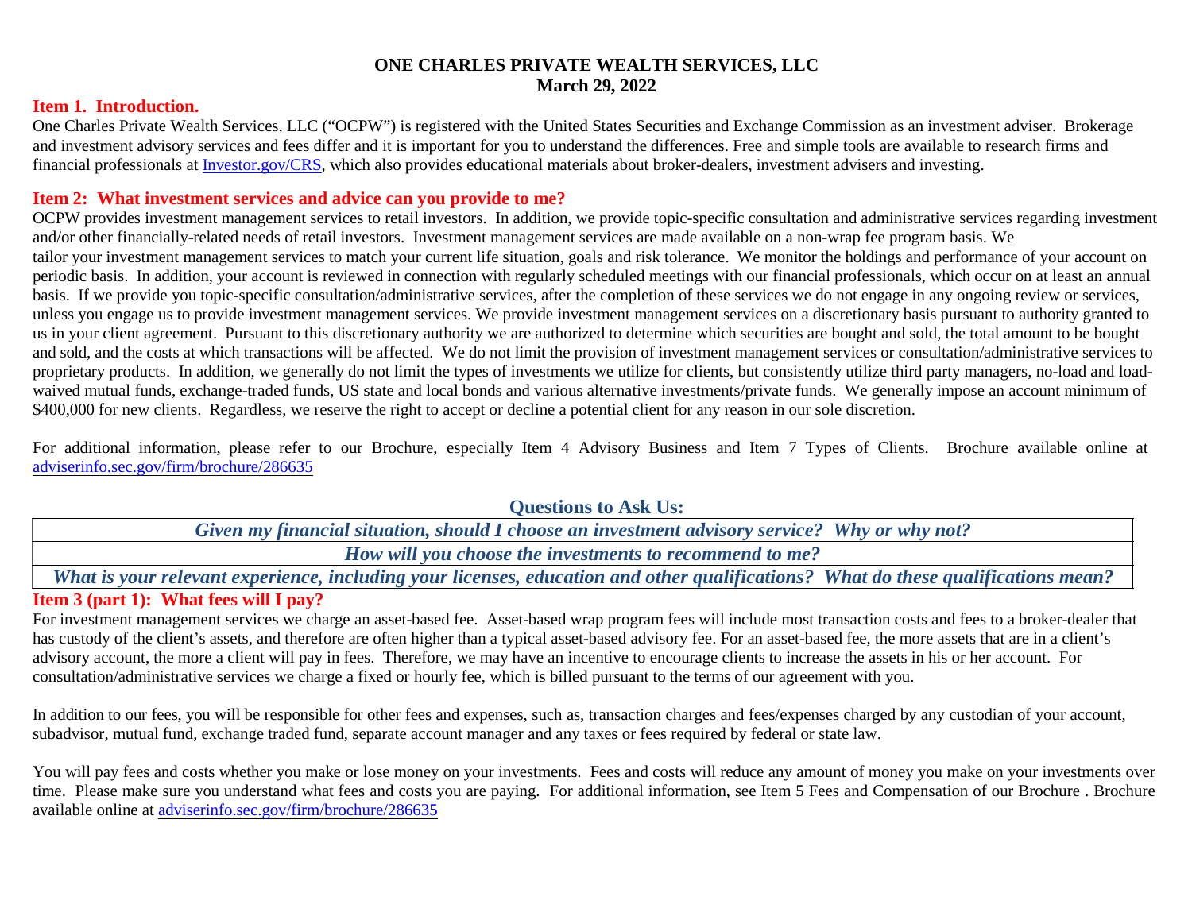**ONE CHARLES PRIVATE WEALTH SERVICES, LLC**
**March 29, 2022**

## Item 1. Introduction.

One Charles Private Wealth Services, LLC ("OCPW") is registered with the United States Securities and Exchange Commission as an investment adviser. Brokerage and investment advisory services and fees differ and it is important for you to understand the differences. Free and simple tools are available to research firms and financial professionals at [Investor.gov/CRS](https://www.investor.gov/CRS), which also provides educational materials about broker-dealers, investment advisers and investing.

## Item 2: What investment services and advice can you provide to me?

OCPW provides investment management services to retail investors. In addition, we provide topic-specific consultation and administrative services regarding investment and/or other financially-related needs of retail investors. Investment management services are made available on a non-wrap fee program basis. We tailor your investment management services to match your current life situation, goals and risk tolerance. We monitor the holdings and performance of your account on periodic basis. In addition, your account is reviewed in connection with regularly scheduled meetings with our financial professionals, which occur on at least an annual basis. If we provide you topic-specific consultation/administrative services, after the completion of these services we do not engage in any ongoing review or services, unless you engage us to provide investment management services. We provide investment management services on a discretionary basis pursuant to authority granted to us in your client agreement. Pursuant to this discretionary authority we are authorized to determine which securities are bought and sold, the total amount to be bought and sold, and the costs at which transactions will be affected. We do not limit the provision of investment management services or consultation/administrative services to proprietary products. In addition, we generally do not limit the types of investments we utilize for clients, but consistently utilize third party managers, no-load and load-waived mutual funds, exchange-traded funds, US state and local bonds and various alternative investments/private funds. We generally impose an account minimum of $400,000 for new clients. Regardless, we reserve the right to accept or decline a potential client for any reason in our sole discretion.

For additional information, please refer to our Brochure, especially Item 4 Advisory Business and Item 7 Types of Clients. Brochure available online at [adviserinfo.sec.gov/firm/brochure/286635](https://adviserinfo.sec.gov/firm/brochure/286635)

### Questions to Ask Us:

| |
|---|
| ***Given my financial situation, should I choose an investment advisory service? Why or why not?*** |
| ***How will you choose the investments to recommend to me?*** |
| ***What is your relevant experience, including your licenses, education and other qualifications? What do these qualifications mean?*** |

## Item 3 (part 1): What fees will I pay?

For investment management services we charge an asset-based fee. Asset-based wrap program fees will include most transaction costs and fees to a broker-dealer that has custody of the client's assets, and therefore are often higher than a typical asset-based advisory fee. For an asset-based fee, the more assets that are in a client's advisory account, the more a client will pay in fees. Therefore, we may have an incentive to encourage clients to increase the assets in his or her account. For consultation/administrative services we charge a fixed or hourly fee, which is billed pursuant to the terms of our agreement with you.

In addition to our fees, you will be responsible for other fees and expenses, such as, transaction charges and fees/expenses charged by any custodian of your account, subadvisor, mutual fund, exchange traded fund, separate account manager and any taxes or fees required by federal or state law.

You will pay fees and costs whether you make or lose money on your investments. Fees and costs will reduce any amount of money you make on your investments over time. Please make sure you understand what fees and costs you are paying. For additional information, see Item 5 Fees and Compensation of our Brochure . Brochure available online at [adviserinfo.sec.gov/firm/brochure/286635](https://adviserinfo.sec.gov/firm/brochure/286635)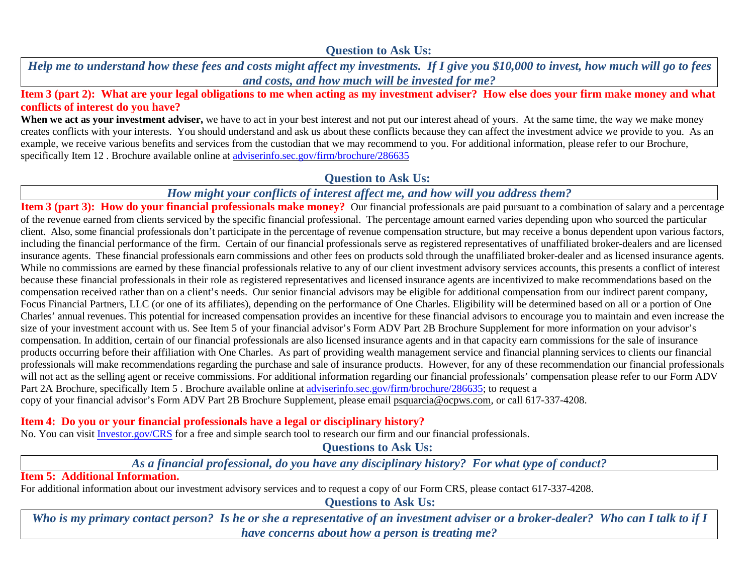### Question to Ask Us:

***Help me to understand how these fees and costs might affect my investments. If I give you $10,000 to invest, how much will go to fees and costs, and how much will be invested for me?***

**Item 3 (part 2): What are your legal obligations to me when acting as my investment adviser? How else does your firm make money and what conflicts of interest do you have?**

**When we act as your investment adviser,** we have to act in your best interest and not put our interest ahead of yours. At the same time, the way we make money creates conflicts with your interests. You should understand and ask us about these conflicts because they can affect the investment advice we provide to you. As an example, we receive various benefits and services from the custodian that we may recommend to you. For additional information, please refer to our Brochure, specifically Item 12 . Brochure available online at adviserinfo.sec.gov/firm/brochure/286635

### Question to Ask Us:

***How might your conflicts of interest affect me, and how will you address them?***

**Item 3 (part 3): How do your financial professionals make money?** Our financial professionals are paid pursuant to a combination of salary and a percentage of the revenue earned from clients serviced by the specific financial professional. The percentage amount earned varies depending upon who sourced the particular client. Also, some financial professionals don't participate in the percentage of revenue compensation structure, but may receive a bonus dependent upon various factors, including the financial performance of the firm. Certain of our financial professionals serve as registered representatives of unaffiliated broker-dealers and are licensed insurance agents. These financial professionals earn commissions and other fees on products sold through the unaffiliated broker-dealer and as licensed insurance agents. While no commissions are earned by these financial professionals relative to any of our client investment advisory services accounts, this presents a conflict of interest because these financial professionals in their role as registered representatives and licensed insurance agents are incentivized to make recommendations based on the compensation received rather than on a client's needs. Our senior financial advisors may be eligible for additional compensation from our indirect parent company, Focus Financial Partners, LLC (or one of its affiliates), depending on the performance of One Charles. Eligibility will be determined based on all or a portion of One Charles' annual revenues. This potential for increased compensation provides an incentive for these financial advisors to encourage you to maintain and even increase the size of your investment account with us. See Item 5 of your financial advisor's Form ADV Part 2B Brochure Supplement for more information on your advisor's compensation. In addition, certain of our financial professionals are also licensed insurance agents and in that capacity earn commissions for the sale of insurance products occurring before their affiliation with One Charles. As part of providing wealth management service and financial planning services to clients our financial professionals will make recommendations regarding the purchase and sale of insurance products. However, for any of these recommendation our financial professionals will not act as the selling agent or receive commissions. For additional information regarding our financial professionals' compensation please refer to our Form ADV Part 2A Brochure, specifically Item 5 . Brochure available online at adviserinfo.sec.gov/firm/brochure/286635; to request a copy of your financial advisor's Form ADV Part 2B Brochure Supplement, please email psquarcia@ocpws.com, or call 617-337-4208.

**Item 4: Do you or your financial professionals have a legal or disciplinary history?**

No. You can visit Investor.gov/CRS for a free and simple search tool to research our firm and our financial professionals.

### Questions to Ask Us:

***As a financial professional, do you have any disciplinary history? For what type of conduct?***

**Item 5: Additional Information.**

For additional information about our investment advisory services and to request a copy of our Form CRS, please contact 617-337-4208.

### Questions to Ask Us:

***Who is my primary contact person? Is he or she a representative of an investment adviser or a broker-dealer? Who can I talk to if I have concerns about how a person is treating me?***